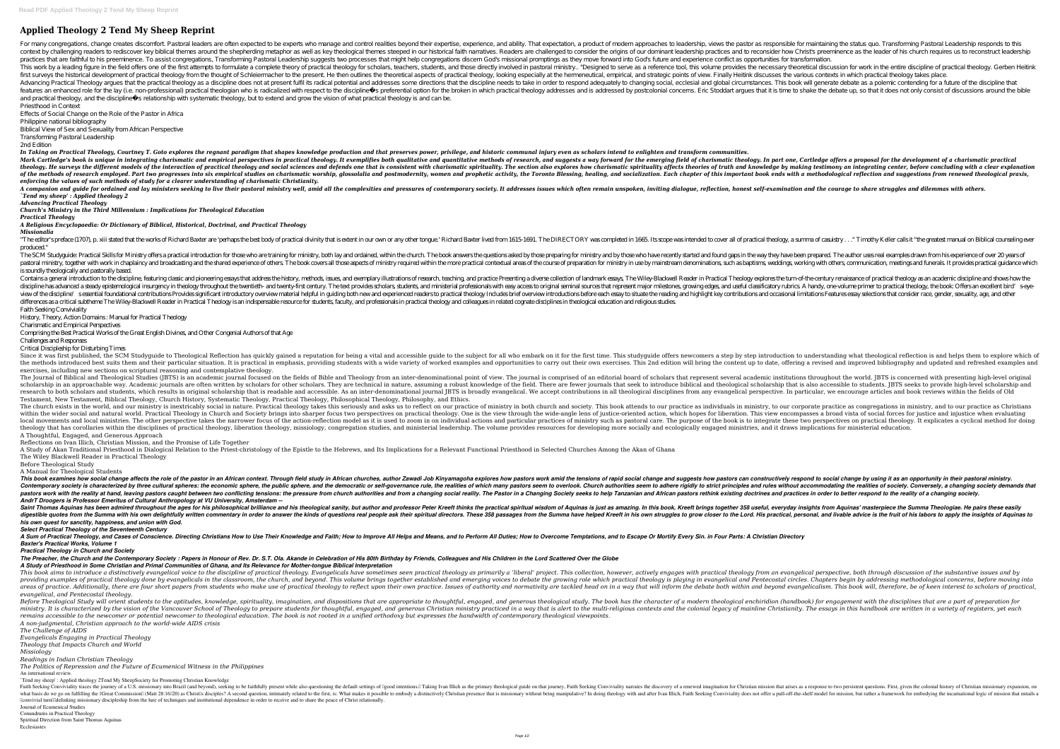# Applied Theology 2 Tend My Sheep Reprint

For many congregations, change creates discomfort. Pastoral leaders are often expected to be experts who manage and control realities beyond their expertise, experience, and ability. That expectation, a product of modern approaches to leadership, views the pastor as responsible for maintaining the status quo. Transforming Pastoral Leadership responds to this context by challenging readers to rediscover key biblical themes around the shepherding metaphor as well as key theological themes steeped in our historical faith narratives. Readers are challenged to consider the origins of our dominant leadership practices and to reconsider how Christ's preeminence as the leader of his church requires us to reconstruct leadership practices that are faithful to his preeminence. To assist congregations, Transforming Pastoral Leadership suggests two processes that might help congregations discern God's missional promptings as they move forward into God's future and experience conflict as opportunities for transformation.
This work by a leading figure in the field offers one of the first attempts to formulate a complete theory of practical theology for scholars, teachers, students, and those directly involved in pastoral ministry.. "Designed to serve as a reference tool, this volume provides the necessary theoretical discussion for work in the entire discipline of practical theology. Gerben Heitink first surveys the historical development of practical theology from the thought of Schleiermacher to the present. He then outlines the theoretical aspects of practical theology, looking especially at the hermeneutical, empirical, and strategic points of view. Finally Heitink discusses the various contexts in which practical theology takes place.
Advancing Practical Theology argues that the practical theology as a discipline does not at present fulfil its radical potential and addresses some directions that the discipline needs to take in order to respond adequately to changing social, ecclesial and global circumstances. This book will generate debate as a polemic contending for a future of the discipline that features an enhanced role for the lay (i.e. non-professional) practical theologian who is radicalized with respect to the discipline�s preferential option for the broken in which practical theology addresses and is addressed by postcolonial concerns. Eric Stoddart argues that it is time to shake the debate up, so that it does not only consist of discussions around the bible and practical theology, and the discipline�s relationship with systematic theology, but to extend and grow the vision of what practical theology is and can be.

Priesthood in Context
Effects of Social Change on the Role of the Pastor in Africa
Philippine national bibliography
Biblical View of Sex and Sexuality from African Perspective
Transforming Pastoral Leadership
2nd Edition

*In Taking on Practical Theology, Courtney T. Goto explores the regnant paradigm that shapes knowledge production and that preserves power, privilege, and historic communal injury even as scholars intend to enlighten and transform communities.*
*Mark Cartledge's book is unique in integrating charismatic and empirical perspectives in practical theology. It exemplifies both qualitative and quantitative methods of research, and suggests a way forward for the emerging field of charismatic theology. In part one, Cartledge offers a proposal for the development of a charismatic practical theology. He surveys the different models of the interaction of practical theology and social sciences and defends one that is consistent with charismatic spirituality. The section also explores how charismatic spirituality affects theories of truth and knowledge by making testimony an integrating center, before concluding with a clear explanation of the methods of research employed. Part two progresses into six empirical studies on charismatic worship, glossolalia and postmodernity, women and prophetic activity, the Toronto Blessing, healing, and socialization. Each chapter of this important book ends with a methodological reflection and suggestions from renewed theological praxis, enforcing the values of such methods of study for a clearer understanding of charismatic Christianity.*
*A companion and guide for ordained and lay ministers seeking to live their pastoral ministry well, amid all the complexities and pressures of contemporary society. It addresses issues which often remain unspoken, inviting dialogue, reflection, honest self-examination and the courage to share struggles and dilemmas with others.*
*`Tend my sheep' : Applied theology 2*
*Advancing Practical Theology*
*Church's Ministry in the Third Millennium : Implications for Theological Education*
*Practical Theology*
*A Religious Encyclopaedia: Or Dictionary of Biblical, Historical, Doctrinal, and Practical Theology*
*Missionalia*

"The editor's preface (1707), p. xiii stated that the works of Richard Baxter are 'perhaps the best body of practical divinity that is extent in our own or any other tongue.' Richard Baxter lived from 1615-1691. The DIRECTORY was completed in 1665. Its scope was intended to cover all of practical theology, a summa of casuistry . . ." Timothy Keller calls it "the greatest manual on Biblical counseling ever produced."
The SCM Studyguide: Practical Skills for Ministry offers a practical introduction for those who are training for ministry, both lay and ordained, within the church. The book answers the questions asked by those preparing for ministry and by those who have recently started and found gaps in the way they have been prepared. The author uses real examples drawn from his experience of over 20 years of pastoral ministry, together with work in chaplaincy and broadcasting and the shared experience of others. The book covers all those aspects of ministry required within the more practical contextual areas of the course of preparation for ministry in use by mainstream denominations, such as baptisms, weddings, working with others, communication, meetings and funerals. It provides practical guidance which is soundly theologically and pastorally based.
Contains a general introduction to the discipline, featuring classic and pioneering essays that address the history, methods, issues, and exemplary illustrations of research, teaching, and practice Presenting a diverse collection of landmark essays, The Wiley-Blackwell Reader in Practical Theology explores the turn-of-the-century renaissance of practical theology as an academic discipline and shows how the discipline has advanced a steady epistemological insurgency in theology throughout the twentieth- and twenty-first century. The text provides scholars, students, and ministerial professionals with easy access to original seminal sources that represent major milestones, growing edges, and useful classificatory rubrics. A handy, one-volume primer to practical theology, the book: Offers an excellent bird's-eye-view of the discipline's essential foundational contributions Provides significant introductory overview material helpful in guiding both new and experienced readers to practical theology Includes brief overview introductions before each essay to situate the reading and highlight key contributions and occasional limitations Features essay selections that consider race, gender, sexuality, age, and other differences as a critical subtheme The Wiley-Blackwell Reader in Practical Theology is an indispensable resource for students, faculty, and professionals in practical theology and colleagues in related cognate disciplines in theological education and religious studies.

Faith Seeking Conviviality
History, Theory, Action Domains : Manual for Practical Theology
Charismatic and Empirical Perspectives
Comprising the Best Practical Works of the Great English Divines, and Other Congenial Authors of that Age
Challenges and Responses
Critical Discipleship for Disturbing Times

Since it was first published, the SCM Studyguide to Theological Reflection has quickly gained a reputation for being a vital and accessible guide to the subject for all who embark on it for the first time. This studyguide offers newcomers a step by step introduction to understanding what theological reflection is and helps them to explore which of the methods introduced best suits them and their particular situation. It is practical in emphasis, providing students with a wide variety of worked examples and opportunities to carry out their own exercises. This 2nd edition will bring the content up to date, offering a revised and improved bibliography and updated and refreshed examples and exercises, including new sections on scriptural reasoning and contemplative theology.
The Journal of Biblical and Theological Studies (JBTS) is an academic journal focused on the fields of Bible and Theology from an inter-denominational point of view. The journal is comprised of an editorial board of scholars that represent several academic institutions throughout the world. JBTS is concerned with presenting high-level original scholarship in an approachable way. Academic journals are often written by scholars for other scholars. They are technical in nature, assuming a robust knowledge of the field. There are fewer journals that seek to introduce biblical and theological scholarship that is also accessible to students. JBTS seeks to provide high-level scholarship and research to both scholars and students, which results in original scholarship that is readable and accessible. As an inter-denominational journal JBTS is broadly evangelical. We accept contributions in all theological disciplines from any evangelical perspective. In particular, we encourage articles and book reviews within the fields of Old Testament, New Testament, Biblical Theology, Church History, Systematic Theology, Practical Theology, Philosophical Theology, Philosophy, and Ethics.
The church exists in the world, and our ministry is inextricably social in nature. Practical theology takes this seriously and asks us to reflect on our practice of ministry in both church and society. This book attends to our practice as individuals in ministry, to our corporate practice as congregations in ministry, and to our practice as Christians within the wider social and natural world. Practical Theology in Church and Society brings into sharper focus two perspectives on practical theology. One is the view through the wide-angle lens of justice-oriented action, which hopes for liberation. This view encompasses a broad vista of social forces for justice and injustice when evaluating local movements and local ministries. The other perspective takes the narrower focus of the action-reflection model as it is used to zoom in on individual actions and particular practices of ministry such as pastoral care. The purpose of the book is to integrate these two perspectives on practical theology. It explicates a cyclical method for doing theology that has corollaries within the disciplines of practical theology, liberation theology, missiology, congregation studies, and ministerial leadership. The volume provides resources for developing more socially and ecologically engaged ministries, and it draws implications for ministerial education.

A Thoughtful, Engaged, and Generous Approach
Reflections on Ivan Illich, Christian Mission, and the Promise of Life Together
A Study of Akan Traditional Priesthood in Dialogical Relation to the Priest-christology of the Epistle to the Hebrews, and Its Implications for a Relevant Functional Priesthood in Selected Churches Among the Akan of Ghana
The Wiley Blackwell Reader in Practical Theology
Before Theological Study
A Manual for Theological Students

*This book examines how social change affects the role of the pastor in an African context. Through field study in African churches, author Zawadi Job Kinyamagoha explores how pastors work amid the tensions of rapid social change and suggests how pastors can constructively respond to social change by using it as an opportunity in their pastoral ministry. Contemporary society is characterized by three cultural spheres: the economic sphere, the public sphere, and the democratic or self-governance rule, the realities of which many pastors seem to overlook. Church authorities seem to adhere rigidly to strict principles and rules without accommodating the realities of society. Conversely, a changing society demands that pastors work with the reality at hand, leaving pastors caught between two conflicting tensions: the pressure from church authorities and from a changing social reality. The Pastor in a Changing Society seeks to help Tanzanian and African pastors rethink existing doctrines and practices in order to better respond to the reality of a changing society. AndrT Droogers is Professor Emeritus of Cultural Anthropology at VU University, Amsterdam --*
*Saint Thomas Aquinas has been admired throughout the ages for his philosophical brilliance and his theological sanity, but author and professor Peter Kreeft thinks the practical spiritual wisdom of Aquinas is just as amazing. In this book, Kreeft brings together 358 useful, everyday insights from Aquinas' masterpiece the Summa Theologiae. He pairs these easily digestible quotes from the Summa with his own delightfully written commentary in order to answer the kinds of questions real people ask their spiritual directors. These 358 passages from the Summa have helped Kreeft in his own struggles to grow closer to the Lord. His practical, personal, and livable advice is the fruit of his labors to apply the insights of Aquinas to his own quest for sanctity, happiness, and union with God.*
*Select Practical Theology of the Seventeenth Century*
*A Sum of Practical Theology, and Cases of Conscience. Directing Christians How to Use Their Knowledge and Faith; How to Improve All Helps and Means, and to Perform All Duties; How to Overcome Temptations, and to Escape Or Mortify Every Sin. in Four Parts: A Christian Directory*
*Baxter's Practical Works, Volume 1*
*Practical Theology in Church and Society*
*The Preacher, the Church and the Contemporary Society : Papers in Honour of Rev. Dr. S.T. Ola. Akande in Celebration of His 80th Birthday by Friends, Colleagues and His Children in the Lord Scattered Over the Globe*
*A Study of Priesthood in Some Christian and Primal Communities of Ghana, and Its Relevance for Mother-tongue Biblical Interpretation*

This book aims to introduce a distinctively evangelical voice to the discipline of practical theology. Evangelicals have sometimes seen practical theology as primarily a 'liberal' project. This collection, however, actively engages with practical theology from an evangelical perspective, both through discussion of the substantive issues and by providing examples of practical theology done by evangelicals in the classroom, the church, and beyond. This volume brings together established and emerging voices to debate the growing role which practical theology is playing in evangelical and Pentecostal circles. Chapters begin by addressing methodological concerns, before moving into areas of practice. Additionally, there are four short papers from students who make use of practical theology to reflect upon their own practice. Issues of authority and normativity are tackled head on in a way that will inform the debate both within and beyond evangelicalism. This book will, therefore, be of keen interest to scholars of practical, evangelical, and Pentecostal theology.
Before Theological Study will orient students to the aptitudes, knowledge, spirituality, imagination, and dispositions that are appropriate to thoughtful, engaged, and generous theological study. The book has the character of a modern theological enchiridion (handbook) for engagement with the disciplines that are a part of preparation for ministry. It is characterized by the vision of the Vancouver School of Theology to prepare students for thoughtful, engaged, and generous Christian ministry practiced in a way that is alert to the multi-religious contexts and the colonial legacy of mainline Christianity. The essays in this handbook are written in a variety of registers, yet each remains accessible to the newcomer or potential newcomer to theological education. The book is not rooted in a unified orthodoxy but expresses the bandwidth of contemporary theological viewpoints.

*A non-judgmental, Christian approach to the world-wide AIDS crisis*
*The Challenge of AIDS*
*Evangelicals Engaging in Practical Theology*
*Theology that Impacts Church and World*
*Missiology*
*Readings in Indian Christian Theology*
*The Politics of Repression and the Future of Ecumenical Witness in the Philippines*

An international review.
`Tend my sheep' : Applied theology 2Tend My SheepSociety for Promoting Christian Knowledge
Faith Seeking Conviviality traces the journey of a U.S. missionary into Brazil (and beyond), seeking to be faithfully present while also questioning the default settings of "good intentions." Taking Ivan Illich as the primary theological guide on that journey, Faith Seeking Conviviality narrates the discovery of a renewed imagination for Christian mission that arises as a response to two persistent questions. First, given the colonial history of Christian missionary expansion, on what basis do we go on fulfilling the "Great Commission" (Matt 28:16-20) as Christ's disciples? A second question, intimately related to the first, is: What makes it possible to embody a distinctively Christian presence that is missionary without being manipulative? In doing theology with and after Ivan Illich, Faith Seeking Conviviality does not offer a pull-off-the-shelf model for mission, but rather a framework for embodying the incarnational logic of mission that entails a "convivial turn"—delinking missionary discipleship from the lure of techniques and institutional dependence in order to receive and to share the peace of Christ relationally.

Journal of Ecumenical Studies
Conundrums in Practical Theology
Spiritual Direction from Saint Thomas Aquinas
Ecclesiastes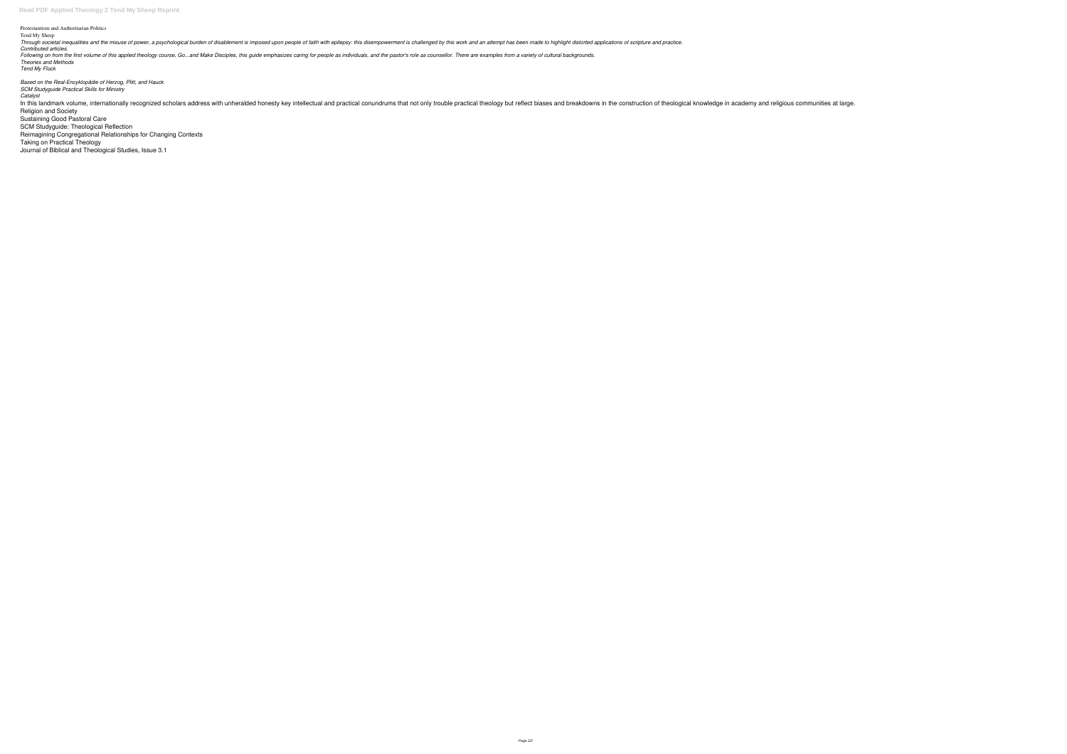Protestantism and Authoritarian Politics

Tend My Sheep

*Through societal inequalities and the misuse of power, a psychological burden of disablement is imposed upon people of faith with epilepsy: this disempowerment is challenged by this work and an attempt has been made to highlight distorted applications of scripture and practice.*

*Contributed articles.*

*Following on from the first volume of this applied theology course, Go...and Make Disciples, this guide emphasizes caring for people as individuals, and the pastor's role as counsellor. There are examples from a variety of cultural backgrounds.*

*Theories and Methods*

*Tend My Flock*

*Based on the Real-Encyklopädie of Herzog, Plitt, and Hauck*

*SCM Studyguide Practical Skills for Ministry*

*Catalyst*

In this landmark volume, internationally recognized scholars address with unheralded honesty key intellectual and practical conundrums that not only trouble practical theology but reflect biases and breakdowns in the construction of theological knowledge in academy and religious communities at large.

Religion and Society

Sustaining Good Pastoral Care

SCM Studyguide: Theological Reflection

Reimagining Congregational Relationships for Changing Contexts

Taking on Practical Theology

Journal of Biblical and Theological Studies, Issue 3.1